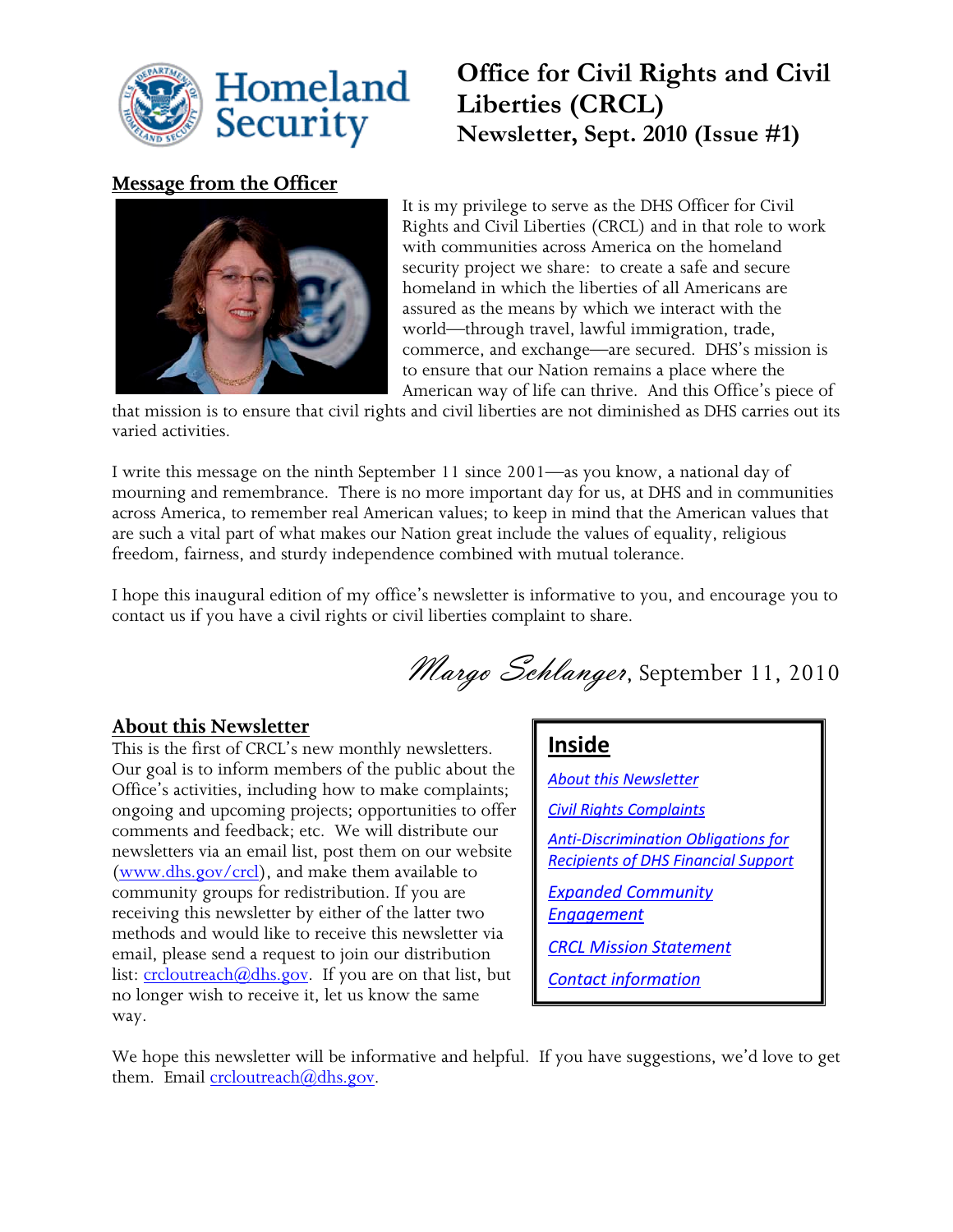# Office for Civil Rights and Civil Liberties (CRCL)

## Newsletter, Sept. 2010 (Issue #1)

### Message from the Officer

It is my privilege to serve as the DHS Officer for Civil Rights and Civil Liberties (CRCL) and in that role to work with communities across America on the homeland security project we share: to create a safe and secure homeland in which the liberties of all Americans are assured as the means by which we interact with the world—through travel, lawful immigration, trade, commerce, and exchange—are secured. DHS's mission is to ensure that our Nation remains a place where the American way of life can thrive. And this Office's piece of that mission is to ensure that civil rights and civil liberties are not diminished as DHS carries out its varied activities.

I write this message on the ninth September 11 since 2001—as you know, a national day of mourning and remembrance. There is no more important day for us, at DHS and in communities across America, to remember real American values; to keep in mind that the American values that are such a vital part of what makes our Nation great include the values of equality, religious freedom, fairness, and sturdy independence combined with mutual tolerance.

I hope this inaugural edition of my office's newsletter is informative to you, and encourage you to contact us if you have a civil rights or civil liberties complaint to share.

*Margo Schlanger*, September 11, 2010

### About this Newsletter

This is the first of CRCL's new monthly newsletters. Our goal is to inform members of the public about the Office's activities, including how to make complaints; ongoing and upcoming projects; opportunities to offer comments and feedback; etc. We will distribute our newsletters via an email list, post them on our website (www.dhs.gov/crcl), and make them available to community groups for redistribution. If you are receiving this newsletter by either of the latter two methods and would like to receive this newsletter via email, please send a request to join our distribution list: crcloutreach@dhs.gov. If you are on that list, but no longer wish to receive it, let us know the same way.

We hope this newsletter will be informative and helpful. If you have suggestions, we'd love to get them. Email crcloutreach@dhs.gov.

**Inside**

- *About this Newsletter*
- *Civil Rights Complaints*
- *Anti-Discrimination Obligations for Recipients of DHS Financial Support*
- *Expanded Community Engagement*
- *CRCL Mission Statement*
- *Contact information*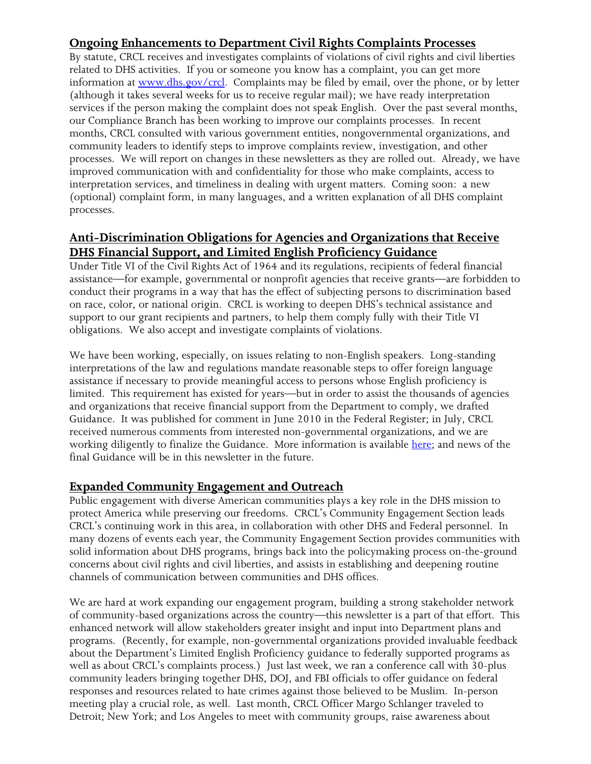## Ongoing Enhancements to Department Civil Rights Complaints Processes

By statute, CRCL receives and investigates complaints of violations of civil rights and civil liberties related to DHS activities. If you or someone you know has a complaint, you can get more information at [www.dhs.gov/crcl](http://www.dhs.gov/crcl). Complaints may be filed by email, over the phone, or by letter (although it takes several weeks for us to receive regular mail); we have ready interpretation services if the person making the complaint does not speak English. Over the past several months, our Compliance Branch has been working to improve our complaints processes. In recent months, CRCL consulted with various government entities, nongovernmental organizations, and community leaders to identify steps to improve complaints review, investigation, and other processes. We will report on changes in these newsletters as they are rolled out. Already, we have improved communication with and confidentiality for those who make complaints, access to interpretation services, and timeliness in dealing with urgent matters. Coming soon: a new (optional) complaint form, in many languages, and a written explanation of all DHS complaint processes.

## Anti-Discrimination Obligations for Agencies and Organizations that Receive DHS Financial Support, and Limited English Proficiency Guidance

Under Title VI of the Civil Rights Act of 1964 and its regulations, recipients of federal financial assistance—for example, governmental or nonprofit agencies that receive grants—are forbidden to conduct their programs in a way that has the effect of subjecting persons to discrimination based on race, color, or national origin. CRCL is working to deepen DHS's technical assistance and support to our grant recipients and partners, to help them comply fully with their Title VI obligations. We also accept and investigate complaints of violations.

We have been working, especially, on issues relating to non-English speakers. Long-standing interpretations of the law and regulations mandate reasonable steps to offer foreign language assistance if necessary to provide meaningful access to persons whose English proficiency is limited. This requirement has existed for years—but in order to assist the thousands of agencies and organizations that receive financial support from the Department to comply, we drafted Guidance. It was published for comment in June 2010 in the Federal Register; in July, CRCL received numerous comments from interested non-governmental organizations, and we are working diligently to finalize the Guidance. More information is available here; and news of the final Guidance will be in this newsletter in the future.

## Expanded Community Engagement and Outreach

Public engagement with diverse American communities plays a key role in the DHS mission to protect America while preserving our freedoms. CRCL's Community Engagement Section leads CRCL's continuing work in this area, in collaboration with other DHS and Federal personnel. In many dozens of events each year, the Community Engagement Section provides communities with solid information about DHS programs, brings back into the policymaking process on-the-ground concerns about civil rights and civil liberties, and assists in establishing and deepening routine channels of communication between communities and DHS offices.

We are hard at work expanding our engagement program, building a strong stakeholder network of community-based organizations across the country—this newsletter is a part of that effort. This enhanced network will allow stakeholders greater insight and input into Department plans and programs. (Recently, for example, non-governmental organizations provided invaluable feedback about the Department's Limited English Proficiency guidance to federally supported programs as well as about CRCL's complaints process.) Just last week, we ran a conference call with 30-plus community leaders bringing together DHS, DOJ, and FBI officials to offer guidance on federal responses and resources related to hate crimes against those believed to be Muslim. In-person meeting play a crucial role, as well. Last month, CRCL Officer Margo Schlanger traveled to Detroit; New York; and Los Angeles to meet with community groups, raise awareness about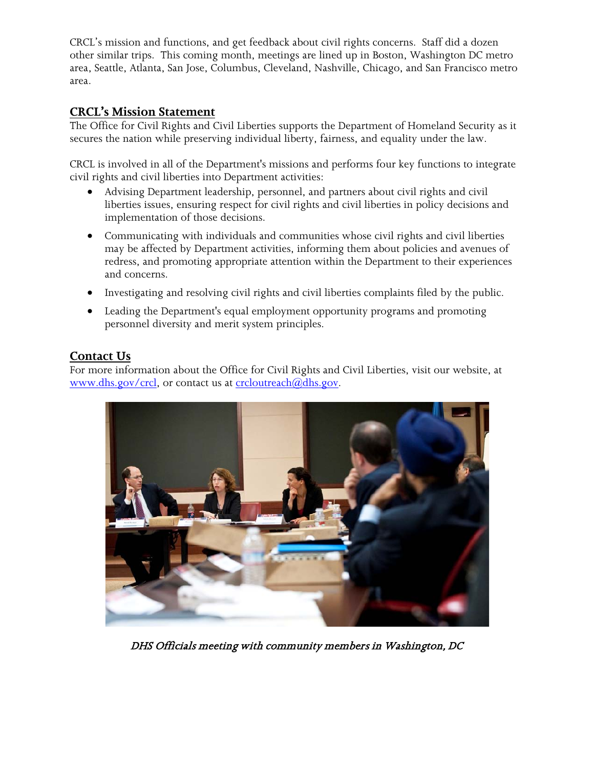CRCL's mission and functions, and get feedback about civil rights concerns. Staff did a dozen other similar trips. This coming month, meetings are lined up in Boston, Washington DC metro area, Seattle, Atlanta, San Jose, Columbus, Cleveland, Nashville, Chicago, and San Francisco metro area.

## CRCL's Mission Statement

The Office for Civil Rights and Civil Liberties supports the Department of Homeland Security as it secures the nation while preserving individual liberty, fairness, and equality under the law.

CRCL is involved in all of the Department's missions and performs four key functions to integrate civil rights and civil liberties into Department activities:

- Advising Department leadership, personnel, and partners about civil rights and civil liberties issues, ensuring respect for civil rights and civil liberties in policy decisions and implementation of those decisions.
- Communicating with individuals and communities whose civil rights and civil liberties may be affected by Department activities, informing them about policies and avenues of redress, and promoting appropriate attention within the Department to their experiences and concerns.
- Investigating and resolving civil rights and civil liberties complaints filed by the public.
- Leading the Department's equal employment opportunity programs and promoting personnel diversity and merit system principles.

## Contact Us

For more information about the Office for Civil Rights and Civil Liberties, visit our website, at www.dhs.gov/crcl, or contact us at crcloutreach@dhs.gov.

*DHS Officials meeting with community members in Washington, DC*